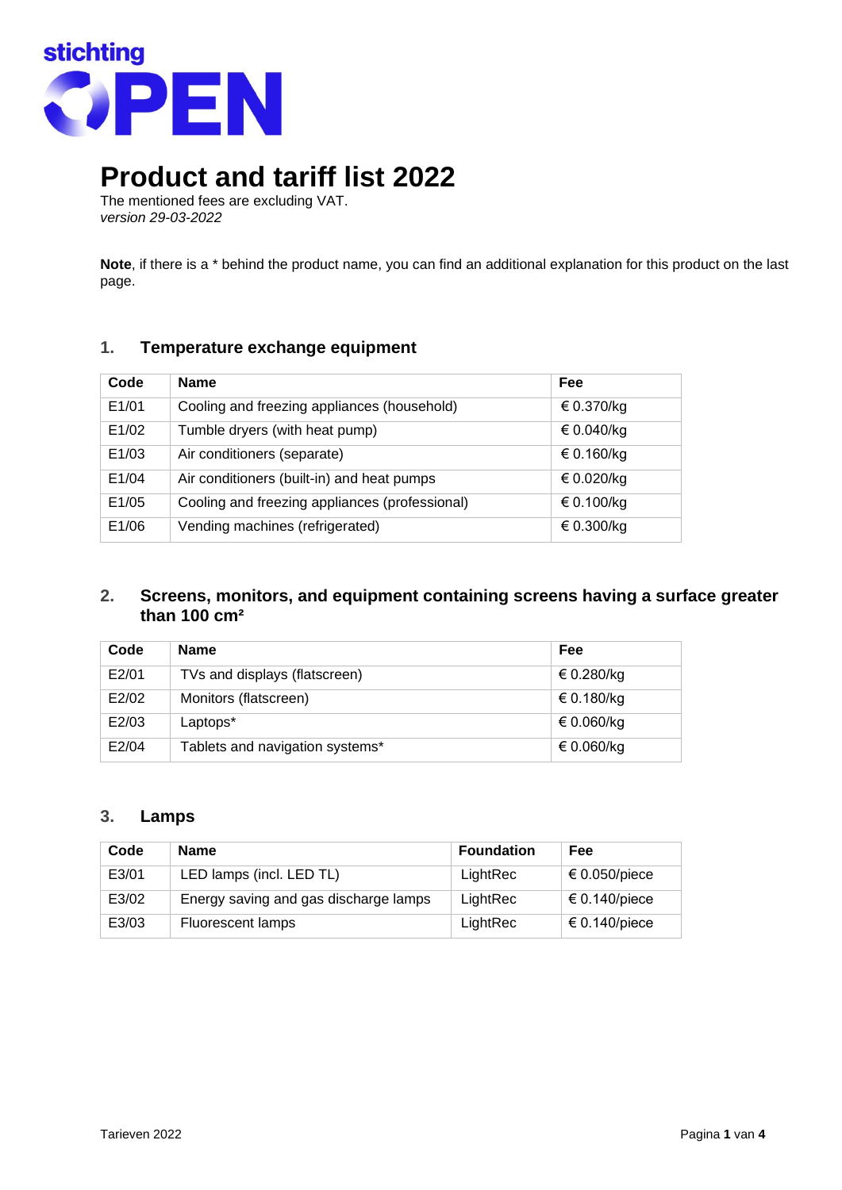stichting OPEN

# Product and tariff list 2022

The mentioned fees are excluding VAT.
*version 29-03-2022*

**Note**, if there is a * behind the product name, you can find an additional explanation for this product on the last page.

## 1. Temperature exchange equipment

| Code | Name | Fee |
|---|---|---|
| E1/01 | Cooling and freezing appliances (household) | € 0.370/kg |
| E1/02 | Tumble dryers (with heat pump) | € 0.040/kg |
| E1/03 | Air conditioners (separate) | € 0.160/kg |
| E1/04 | Air conditioners (built-in) and heat pumps | € 0.020/kg |
| E1/05 | Cooling and freezing appliances (professional) | € 0.100/kg |
| E1/06 | Vending machines (refrigerated) | € 0.300/kg |

## 2. Screens, monitors, and equipment containing screens having a surface greater than 100 cm²

| Code | Name | Fee |
|---|---|---|
| E2/01 | TVs and displays (flatscreen) | € 0.280/kg |
| E2/02 | Monitors (flatscreen) | € 0.180/kg |
| E2/03 | Laptops* | € 0.060/kg |
| E2/04 | Tablets and navigation systems* | € 0.060/kg |

## 3. Lamps

| Code | Name | Foundation | Fee |
|---|---|---|---|
| E3/01 | LED lamps (incl. LED TL) | LightRec | € 0.050/piece |
| E3/02 | Energy saving and gas discharge lamps | LightRec | € 0.140/piece |
| E3/03 | Fluorescent lamps | LightRec | € 0.140/piece |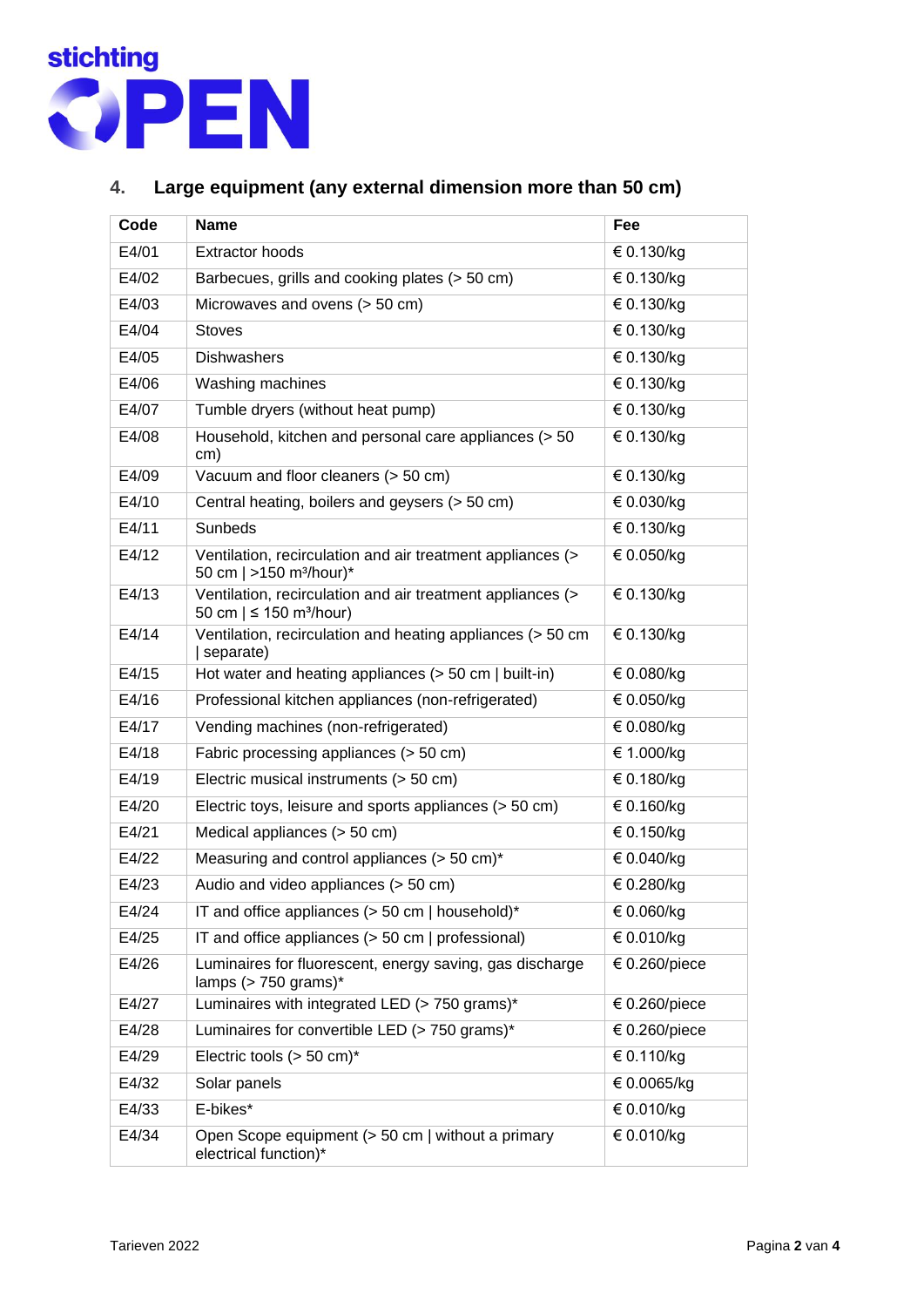## 4. Large equipment (any external dimension more than 50 cm)

| Code | Name | Fee |
|---|---|---|
| E4/01 | Extractor hoods | € 0.130/kg |
| E4/02 | Barbecues, grills and cooking plates (> 50 cm) | € 0.130/kg |
| E4/03 | Microwaves and ovens (> 50 cm) | € 0.130/kg |
| E4/04 | Stoves | € 0.130/kg |
| E4/05 | Dishwashers | € 0.130/kg |
| E4/06 | Washing machines | € 0.130/kg |
| E4/07 | Tumble dryers (without heat pump) | € 0.130/kg |
| E4/08 | Household, kitchen and personal care appliances (> 50 cm) | € 0.130/kg |
| E4/09 | Vacuum and floor cleaners (> 50 cm) | € 0.130/kg |
| E4/10 | Central heating, boilers and geysers (> 50 cm) | € 0.030/kg |
| E4/11 | Sunbeds | € 0.130/kg |
| E4/12 | Ventilation, recirculation and air treatment appliances (> 50 cm \| >150 m³/hour)* | € 0.050/kg |
| E4/13 | Ventilation, recirculation and air treatment appliances (> 50 cm \| ≤ 150 m³/hour) | € 0.130/kg |
| E4/14 | Ventilation, recirculation and heating appliances (> 50 cm \| separate) | € 0.130/kg |
| E4/15 | Hot water and heating appliances (> 50 cm \| built-in) | € 0.080/kg |
| E4/16 | Professional kitchen appliances (non-refrigerated) | € 0.050/kg |
| E4/17 | Vending machines (non-refrigerated) | € 0.080/kg |
| E4/18 | Fabric processing appliances (> 50 cm) | € 1.000/kg |
| E4/19 | Electric musical instruments (> 50 cm) | € 0.180/kg |
| E4/20 | Electric toys, leisure and sports appliances (> 50 cm) | € 0.160/kg |
| E4/21 | Medical appliances (> 50 cm) | € 0.150/kg |
| E4/22 | Measuring and control appliances (> 50 cm)* | € 0.040/kg |
| E4/23 | Audio and video appliances (> 50 cm) | € 0.280/kg |
| E4/24 | IT and office appliances (> 50 cm \| household)* | € 0.060/kg |
| E4/25 | IT and office appliances (> 50 cm \| professional) | € 0.010/kg |
| E4/26 | Luminaires for fluorescent, energy saving, gas discharge lamps (> 750 grams)* | € 0.260/piece |
| E4/27 | Luminaires with integrated LED (> 750 grams)* | € 0.260/piece |
| E4/28 | Luminaires for convertible LED (> 750 grams)* | € 0.260/piece |
| E4/29 | Electric tools (> 50 cm)* | € 0.110/kg |
| E4/32 | Solar panels | € 0.0065/kg |
| E4/33 | E-bikes* | € 0.010/kg |
| E4/34 | Open Scope equipment (> 50 cm \| without a primary electrical function)* | € 0.010/kg |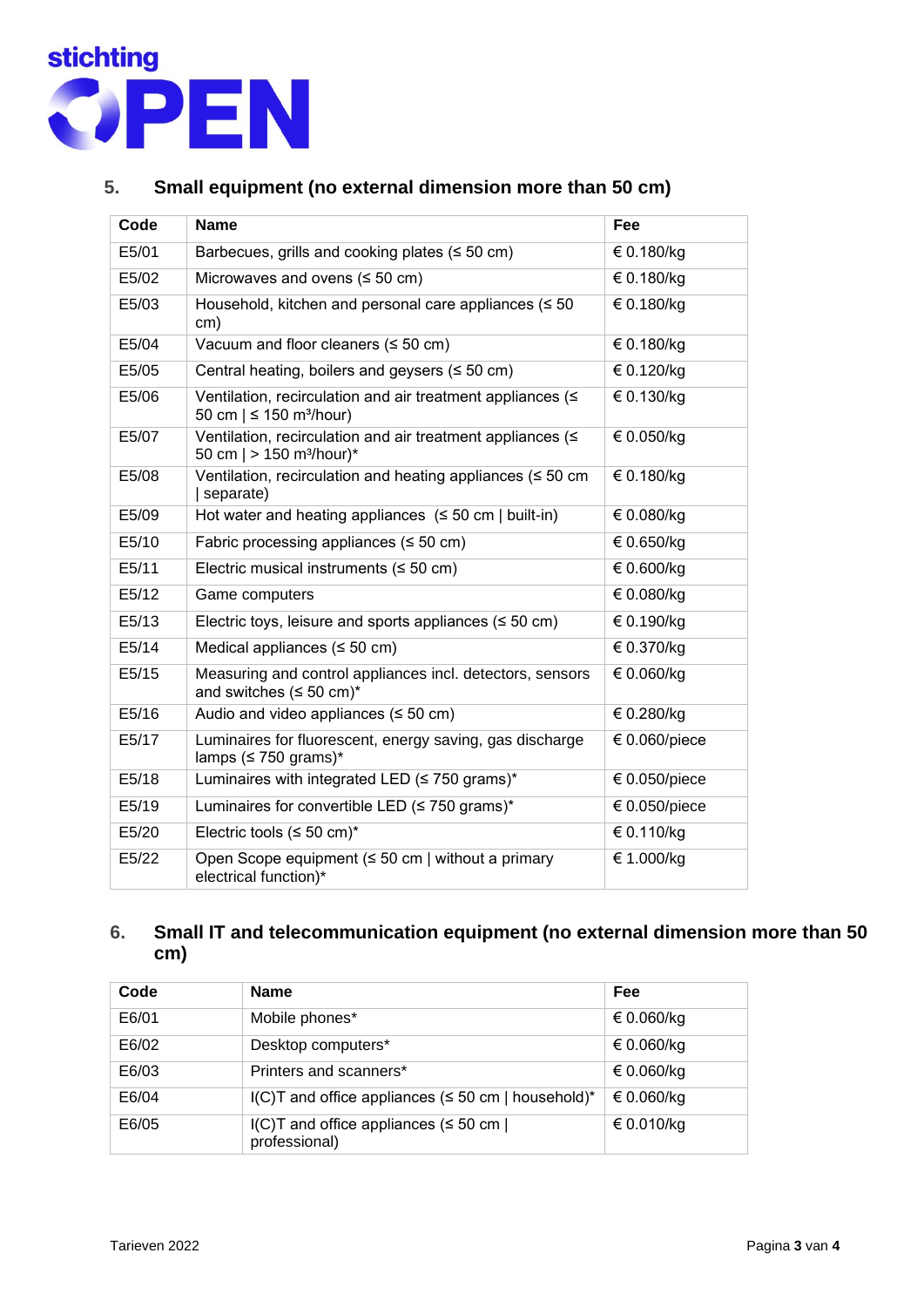stichting OPEN

## 5. Small equipment (no external dimension more than 50 cm)

| Code | Name | Fee |
| --- | --- | --- |
| E5/01 | Barbecues, grills and cooking plates (≤ 50 cm) | € 0.180/kg |
| E5/02 | Microwaves and ovens (≤ 50 cm) | € 0.180/kg |
| E5/03 | Household, kitchen and personal care appliances (≤ 50 cm) | € 0.180/kg |
| E5/04 | Vacuum and floor cleaners (≤ 50 cm) | € 0.180/kg |
| E5/05 | Central heating, boilers and geysers (≤ 50 cm) | € 0.120/kg |
| E5/06 | Ventilation, recirculation and air treatment appliances (≤ 50 cm \| ≤ 150 m³/hour) | € 0.130/kg |
| E5/07 | Ventilation, recirculation and air treatment appliances (≤ 50 cm \| > 150 m³/hour)* | € 0.050/kg |
| E5/08 | Ventilation, recirculation and heating appliances (≤ 50 cm \| separate) | € 0.180/kg |
| E5/09 | Hot water and heating appliances (≤ 50 cm \| built-in) | € 0.080/kg |
| E5/10 | Fabric processing appliances (≤ 50 cm) | € 0.650/kg |
| E5/11 | Electric musical instruments (≤ 50 cm) | € 0.600/kg |
| E5/12 | Game computers | € 0.080/kg |
| E5/13 | Electric toys, leisure and sports appliances (≤ 50 cm) | € 0.190/kg |
| E5/14 | Medical appliances (≤ 50 cm) | € 0.370/kg |
| E5/15 | Measuring and control appliances incl. detectors, sensors and switches (≤ 50 cm)* | € 0.060/kg |
| E5/16 | Audio and video appliances (≤ 50 cm) | € 0.280/kg |
| E5/17 | Luminaires for fluorescent, energy saving, gas discharge lamps (≤ 750 grams)* | € 0.060/piece |
| E5/18 | Luminaires with integrated LED (≤ 750 grams)* | € 0.050/piece |
| E5/19 | Luminaires for convertible LED (≤ 750 grams)* | € 0.050/piece |
| E5/20 | Electric tools (≤ 50 cm)* | € 0.110/kg |
| E5/22 | Open Scope equipment (≤ 50 cm \| without a primary electrical function)* | € 1.000/kg |

## 6. Small IT and telecommunication equipment (no external dimension more than 50 cm)

| Code | Name | Fee |
| --- | --- | --- |
| E6/01 | Mobile phones* | € 0.060/kg |
| E6/02 | Desktop computers* | € 0.060/kg |
| E6/03 | Printers and scanners* | € 0.060/kg |
| E6/04 | I(C)T and office appliances (≤ 50 cm \| household)* | € 0.060/kg |
| E6/05 | I(C)T and office appliances (≤ 50 cm \| professional) | € 0.010/kg |

Tarieven 2022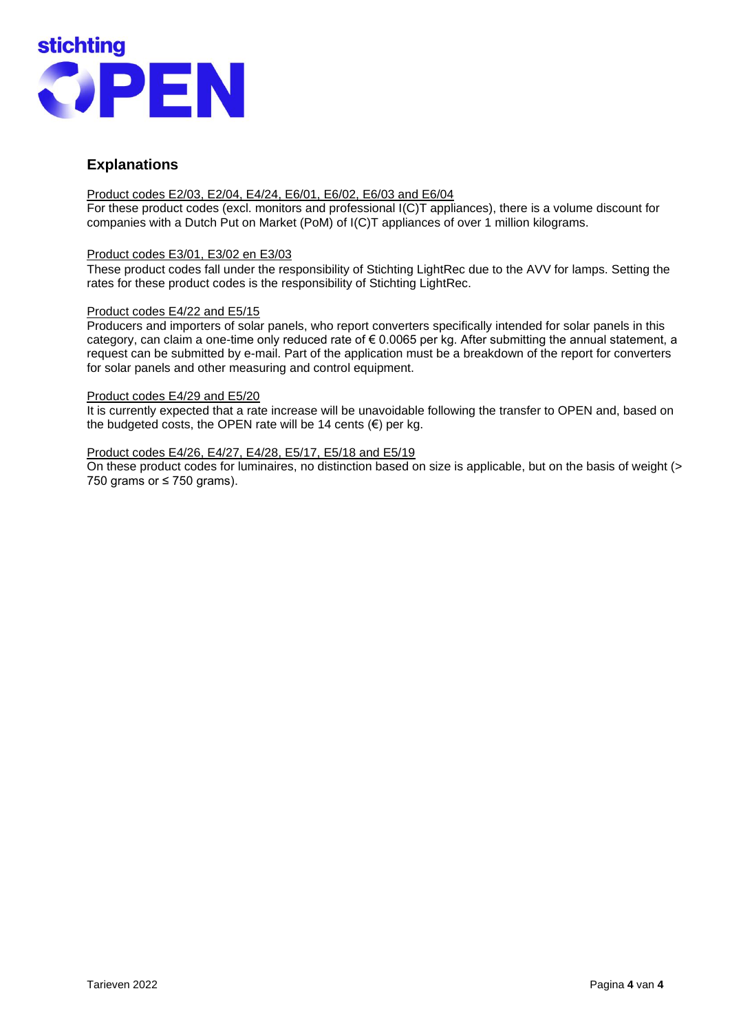## Explanations

Product codes E2/03, E2/04, E4/24, E6/01, E6/02, E6/03 and E6/04

For these product codes (excl. monitors and professional I(C)T appliances), there is a volume discount for companies with a Dutch Put on Market (PoM) of I(C)T appliances of over 1 million kilograms.

Product codes E3/01, E3/02 en E3/03

These product codes fall under the responsibility of Stichting LightRec due to the AVV for lamps. Setting the rates for these product codes is the responsibility of Stichting LightRec.

Product codes E4/22 and E5/15

Producers and importers of solar panels, who report converters specifically intended for solar panels in this category, can claim a one-time only reduced rate of € 0.0065 per kg. After submitting the annual statement, a request can be submitted by e-mail. Part of the application must be a breakdown of the report for converters for solar panels and other measuring and control equipment.

Product codes E4/29 and E5/20

It is currently expected that a rate increase will be unavoidable following the transfer to OPEN and, based on the budgeted costs, the OPEN rate will be 14 cents (€) per kg.

Product codes E4/26, E4/27, E4/28, E5/17, E5/18 and E5/19

On these product codes for luminaires, no distinction based on size is applicable, but on the basis of weight (> 750 grams or ≤ 750 grams).